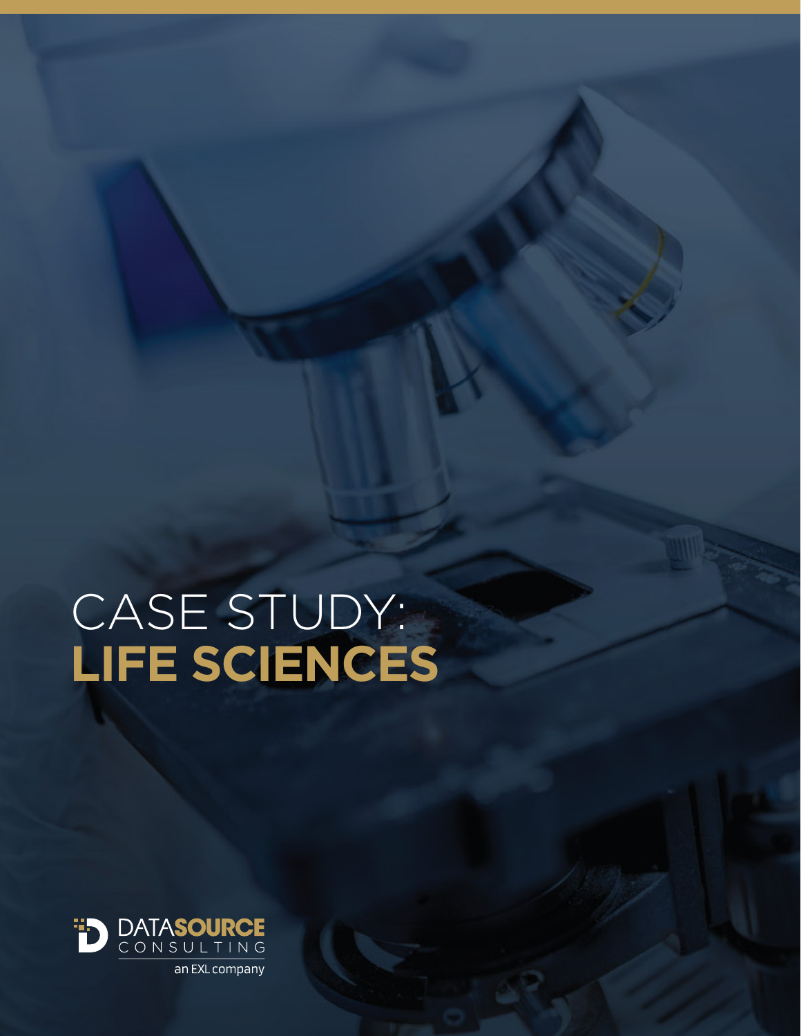# CASE STUDY: **LIFE SCIENCES**

DATASOURCE CONSULTING

an EXL company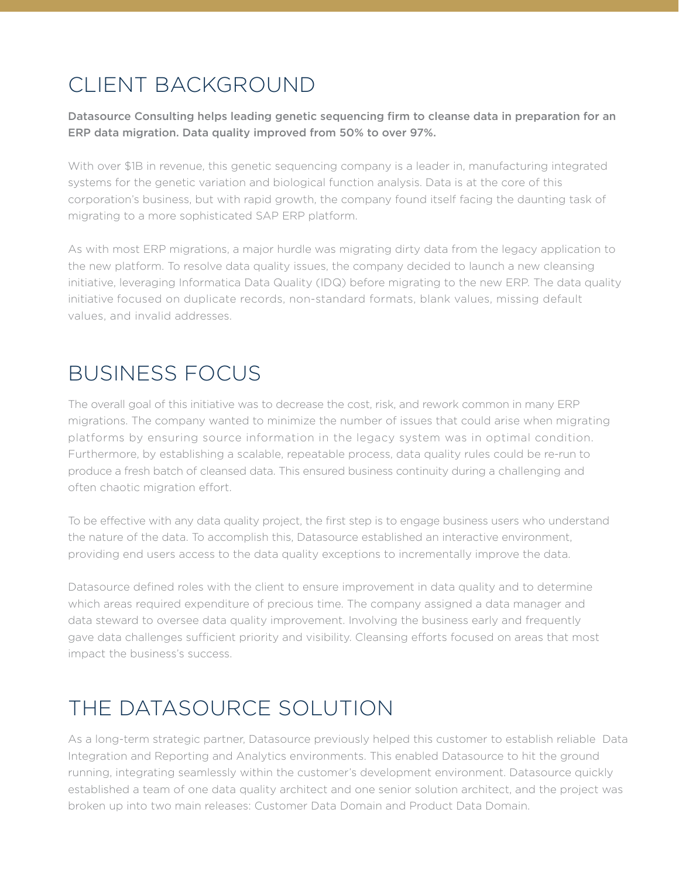## CLIENT BACKGROUND

**Datasource Consulting helps leading genetic sequencing firm to cleanse data in preparation for an ERP data migration. Data quality improved from 50% to over 97%.**

With over $1B in revenue, this genetic sequencing company is a leader in, manufacturing integrated systems for the genetic variation and biological function analysis. Data is at the core of this corporation's business, but with rapid growth, the company found itself facing the daunting task of migrating to a more sophisticated SAP ERP platform.

As with most ERP migrations, a major hurdle was migrating dirty data from the legacy application to the new platform. To resolve data quality issues, the company decided to launch a new cleansing initiative, leveraging Informatica Data Quality (IDQ) before migrating to the new ERP. The data quality initiative focused on duplicate records, non-standard formats, blank values, missing default values, and invalid addresses.

## BUSINESS FOCUS

The overall goal of this initiative was to decrease the cost, risk, and rework common in many ERP migrations. The company wanted to minimize the number of issues that could arise when migrating platforms by ensuring source information in the legacy system was in optimal condition. Furthermore, by establishing a scalable, repeatable process, data quality rules could be re-run to produce a fresh batch of cleansed data. This ensured business continuity during a challenging and often chaotic migration effort.

To be effective with any data quality project, the first step is to engage business users who understand the nature of the data. To accomplish this, Datasource established an interactive environment, providing end users access to the data quality exceptions to incrementally improve the data.

Datasource defined roles with the client to ensure improvement in data quality and to determine which areas required expenditure of precious time. The company assigned a data manager and data steward to oversee data quality improvement. Involving the business early and frequently gave data challenges sufficient priority and visibility. Cleansing efforts focused on areas that most impact the business's success.

## THE DATASOURCE SOLUTION

As a long-term strategic partner, Datasource previously helped this customer to establish reliable Data Integration and Reporting and Analytics environments. This enabled Datasource to hit the ground running, integrating seamlessly within the customer's development environment. Datasource quickly established a team of one data quality architect and one senior solution architect, and the project was broken up into two main releases: Customer Data Domain and Product Data Domain.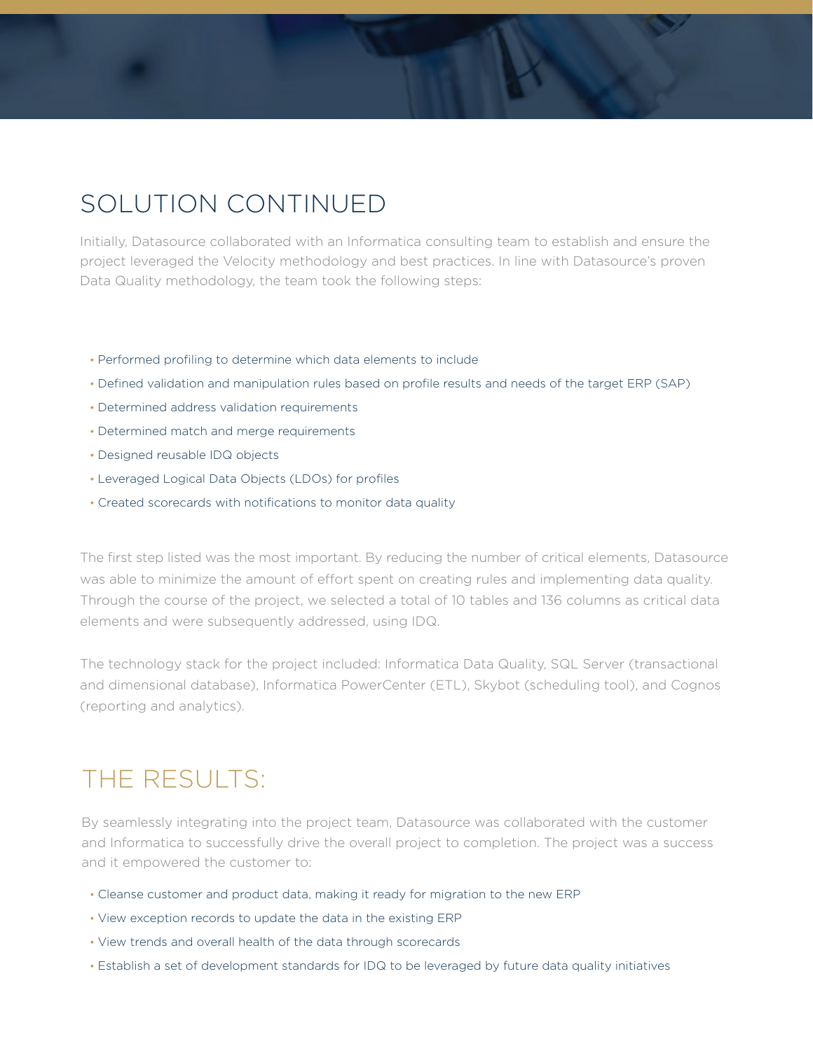## SOLUTION CONTINUED

Initially, Datasource collaborated with an Informatica consulting team to establish and ensure the project leveraged the Velocity methodology and best practices. In line with Datasource's proven Data Quality methodology, the team took the following steps:

- Performed profiling to determine which data elements to include
- Defined validation and manipulation rules based on profile results and needs of the target ERP (SAP)
- Determined address validation requirements
- Determined match and merge requirements
- Designed reusable IDQ objects
- Leveraged Logical Data Objects (LDOs) for profiles
- Created scorecards with notifications to monitor data quality

The first step listed was the most important. By reducing the number of critical elements, Datasource was able to minimize the amount of effort spent on creating rules and implementing data quality. Through the course of the project, we selected a total of 10 tables and 136 columns as critical data elements and were subsequently addressed, using IDQ.

The technology stack for the project included: Informatica Data Quality, SQL Server (transactional and dimensional database), Informatica PowerCenter (ETL), Skybot (scheduling tool), and Cognos (reporting and analytics).

## THE RESULTS:

By seamlessly integrating into the project team, Datasource was collaborated with the customer and Informatica to successfully drive the overall project to completion. The project was a success and it empowered the customer to:

- Cleanse customer and product data, making it ready for migration to the new ERP
- View exception records to update the data in the existing ERP
- View trends and overall health of the data through scorecards
- Establish a set of development standards for IDQ to be leveraged by future data quality initiatives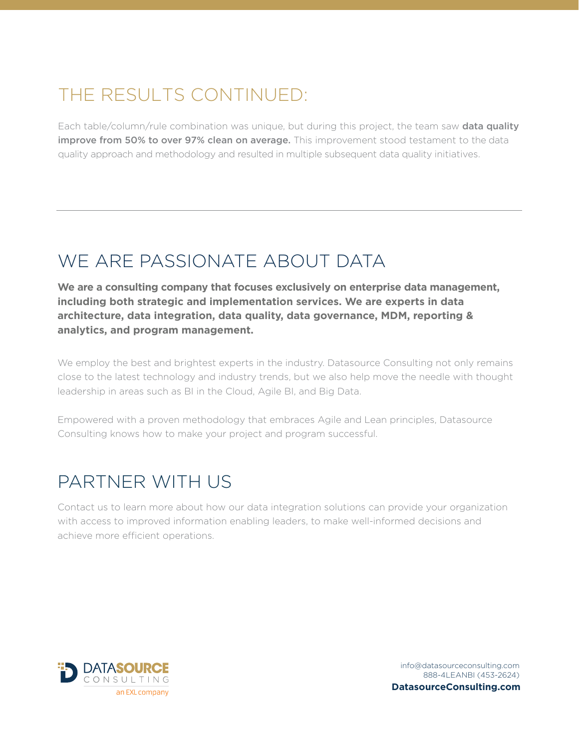## THE RESULTS CONTINUED:

Each table/column/rule combination was unique, but during this project, the team saw **data quality improve from 50% to over 97% clean on average.** This improvement stood testament to the data quality approach and methodology and resulted in multiple subsequent data quality initiatives.

---

## WE ARE PASSIONATE ABOUT DATA

**We are a consulting company that focuses exclusively on enterprise data management, including both strategic and implementation services. We are experts in data architecture, data integration, data quality, data governance, MDM, reporting & analytics, and program management.**

We employ the best and brightest experts in the industry. Datasource Consulting not only remains close to the latest technology and industry trends, but we also help move the needle with thought leadership in areas such as BI in the Cloud, Agile BI, and Big Data.

Empowered with a proven methodology that embraces Agile and Lean principles, Datasource Consulting knows how to make your project and program successful.

## PARTNER WITH US

Contact us to learn more about how our data integration solutions can provide your organization with access to improved information enabling leaders, to make well-informed decisions and achieve more efficient operations.

DATASOURCE CONSULTING
an EXL company

info@datasourceconsulting.com
888-4LEANBI (453-2624)
**DatasourceConsulting.com**